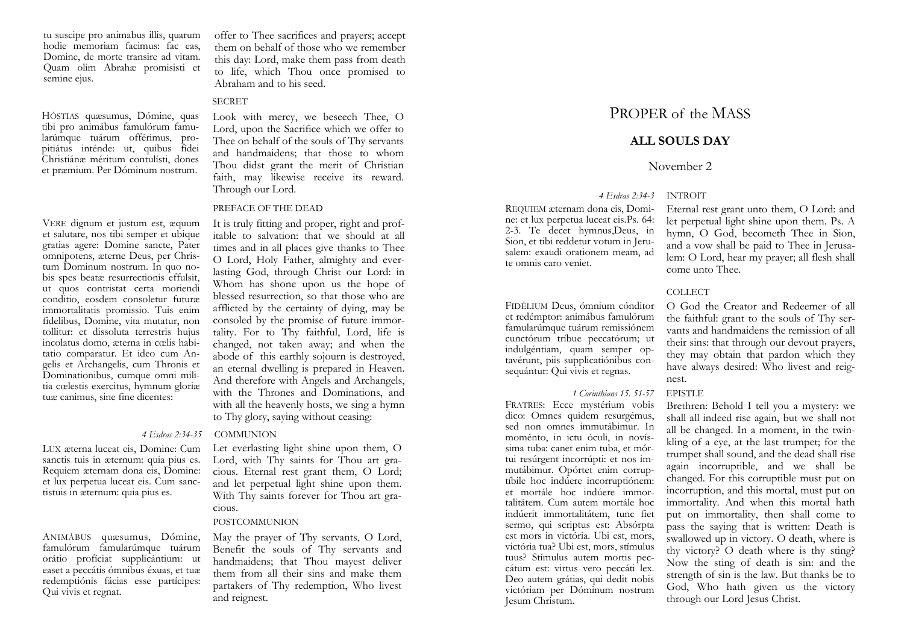tu suscipe pro animabus illis, quarum hodie memoriam facimus: fac eas, Domine, de morte transire ad vitam. Quam olim Abrahæ promisisti et semine ejus.

offer to Thee sacrifices and prayers; accept them on behalf of those who we remember this day: Lord, make them pass from death to life, which Thou once promised to Abraham and to his seed.

SECRET

HÓSTIAS quæsumus, Dómine, quas tibi pro animábus famulórum famularúmque tuárum offérimus, propitiátus inténde: ut, quibus fídei Christiánæ méritum contulísti, dones et præmium. Per Dóminum nostrum.

Look with mercy, we beseech Thee, O Lord, upon the Sacrifice which we offer to Thee on behalf of the souls of Thy servants and handmaidens; that those to whom Thou didst grant the merit of Christian faith, may likewise receive its reward. Through our Lord.

PREFACE OF THE DEAD

VERE dignum et justum est, æquum et salutare, nos tibi semper et ubique gratias agere: Domine sancte, Pater omnipotens, æterne Deus, per Christum Dominum nostrum. In quo nobis spes beatæ resurrectionis effulsit, ut quos contristat certa moriendi conditio, eosdem consoletur futuræ immortalitatis promissio. Tuis enim fidelibus, Domine, vita mutatur, non tollitur: et dissoluta terrestris hujus incolatus domo, æterna in cœlis habitatio comparatur. Et ideo cum Angelis et Archangelis, cum Thronis et Dominationibus, cumque omni militia cœlestis exercitus, hymnum gloriæ tuæ canimus, sine fine dicentes:

It is truly fitting and proper, right and profitable to salvation: that we should at all times and in all places give thanks to Thee O Lord, Holy Father, almighty and everlasting God, through Christ our Lord: in Whom has shone upon us the hope of blessed resurrection, so that those who are afflicted by the certainty of dying, may be consoled by the promise of future immortality. For to Thy faithful, Lord, life is changed, not taken away; and when the abode of this earthly sojourn is destroyed, an eternal dwelling is prepared in Heaven. And therefore with Angels and Archangels, with the Thrones and Dominations, and with all the heavenly hosts, we sing a hymn to Thy glory, saying without ceasing:

*4 Esdras 2:34-35* COMMUNION

LUX æterna luceat eis, Domine: Cum sanctis tuis in æternum: quia pius es. Requiem æternam dona eis, Domine: et lux perpetua luceat eis. Cum sanctistuis in æternum: quia pius es.

Let everlasting light shine upon them, O Lord, with Thy saints for Thou art gracious. Eternal rest grant them, O Lord; and let perpetual light shine upon them. With Thy saints forever for Thou art gracious.

POSTCOMMUNION

ANIMÁBUS quæsumus, Dómine, famulórum famularúmque tuárum orátio profíciat supplicántium: ut easet a peccátis ómnibus éxuas, et tuæ redemptiónis fácias esse partícipes: Qui vivis et regnat.

May the prayer of Thy servants, O Lord, Benefit the souls of Thy servants and handmaidens; that Thou mayest deliver them from all their sins and make them partakers of Thy redemption, Who livest and reignest.

# PROPER of the MASS

## ALL SOULS DAY

November 2

*4 Esdras 2:34-3* INTROIT

REQUIEM æternam dona eis, Domine: et lux perpetua luceat eis.Ps. 64: 2-3. Te decet hymnus,Deus, in Sion, et tibi reddetur votum in Jerusalem: exaudi orationem meam, ad te omnis caro veniet.

Eternal rest grant unto them, O Lord: and let perpetual light shine upon them. Ps. A hymn, O God, becometh Thee in Sion, and a vow shall be paid to Thee in Jerusalem: O Lord, hear my prayer; all flesh shall come unto Thee.

COLLECT

FIDÉLIUM Deus, ómnium cónditor et redémptor: animábus famulórum famularúmque tuárum remissiónem cunctórum tríbue peccatórum; ut indulgéntiam, quam semper optavérunt, piis supplicatiónibus consequántur: Qui vivis et regnas.

O God the Creator and Redeemer of all the faithful: grant to the souls of Thy servants and handmaidens the remission of all their sins: that through our devout prayers, they may obtain that pardon which they have always desired: Who livest and reignest.

*1 Corinthians 15. 51-57* EPISTLE

FRATRES: Ecce mystérium vobis dico: Omnes quidem resurgémus, sed non omnes immutábimur. In moménto, in ictu óculi, in novíssima tuba: canet enim tuba, et mórtui resúrgent incorrúpti: et nos immutábimur. Opórtet enim corruptíbile hoc indúere incorruptiónem: et mortále hoc indúere immortalitátem. Cum autem mortále hoc indúerit immortalitátem, tunc fiet sermo, qui scriptus est: Absórpta est mors in victória. Ubi est, mors, victória tua? Ubi est, mors, stímulus tuus? Stímulus autem mortis peccátum est: virtus vero peccáti lex. Deo autem grátias, qui dedit nobis victóriam per Dóminum nostrum Jesum Christum.

Brethren: Behold I tell you a mystery: we shall all indeed rise again, but we shall not all be changed. In a moment, in the twinkling of a eye, at the last trumpet; for the trumpet shall sound, and the dead shall rise again incorruptible, and we shall be changed. For this corruptible must put on incorruption, and this mortal, must put on immortality. And when this mortal hath put on immortality, then shall come to pass the saying that is written: Death is swallowed up in victory. O death, where is thy victory? O death where is thy sting? Now the sting of death is sin: and the strength of sin is the law. But thanks be to God, Who hath given us the victory through our Lord Jesus Christ.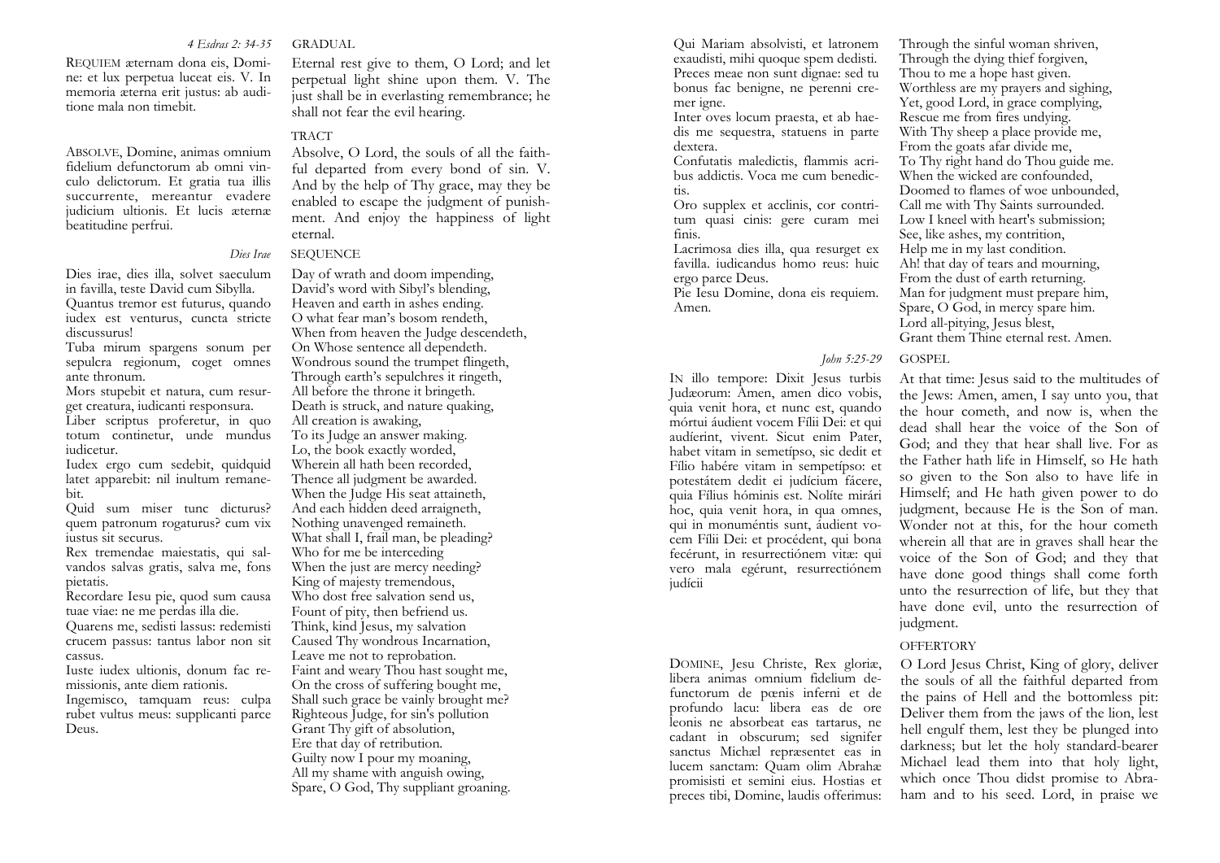*4 Esdras 2: 34-35*

GRADUAL

REQUIEM æternam dona eis, Domine: et lux perpetua luceat eis. V. In memoria æterna erit justus: ab auditione mala non timebit.

Eternal rest give to them, O Lord; and let perpetual light shine upon them. V. The just shall be in everlasting remembrance; he shall not fear the evil hearing.

TRACT

ABSOLVE, Domine, animas omnium fidelium defunctorum ab omni vinculo delictorum. Et gratia tua illis succurrente, mereantur evadere judicium ultionis. Et lucis æternæ beatitudine perfrui.

Absolve, O Lord, the souls of all the faithful departed from every bond of sin. V. And by the help of Thy grace, may they be enabled to escape the judgment of punishment. And enjoy the happiness of light eternal.

*Dies Irae*

SEQUENCE

Dies irae, dies illa, solvet saeculum in favilla, teste David cum Sibylla.
Quantus tremor est futurus, quando iudex est venturus, cuncta stricte discussurus!
Tuba mirum spargens sonum per sepulcra regionum, coget omnes ante thronum.
Mors stupebit et natura, cum resurget creatura, iudicanti responsura.
Liber scriptus proferetur, in quo totum continetur, unde mundus iudicetur.
Iudex ergo cum sedebit, quidquid latet apparebit: nil inultum remanebit.
Quid sum miser tunc dicturus? quem patronum rogaturus? cum vix iustus sit securus.
Rex tremendae maiestatis, qui salvandos salvas gratis, salva me, fons pietatis.
Recordare Iesu pie, quod sum causa tuae viae: ne me perdas illa die.
Quarens me, sedisti lassus: redemisti crucem passus: tantus labor non sit cassus.
Iuste iudex ultionis, donum fac remissionis, ante diem rationis.
Ingemisco, tamquam reus: culpa rubet vultus meus: supplicanti parce Deus.
Qui Mariam absolvisti, et latronem exaudisti, mihi quoque spem dedisti.
Preces meae non sunt dignae: sed tu bonus fac benigne, ne perenni cremer igne.
Inter oves locum praesta, et ab haedis me sequestra, statuens in parte dextera.
Confutatis maledictis, flammis acribus addictis. Voca me cum benedictis.
Oro supplex et acclinis, cor contritum quasi cinis: gere curam mei finis.
Lacrimosa dies illa, qua resurget ex favilla. iudicandus homo reus: huic ergo parce Deus.
Pie Iesu Domine, dona eis requiem. Amen.

Day of wrath and doom impending,
David's word with Sibyl's blending,
Heaven and earth in ashes ending.
O what fear man's bosom rendeth,
When from heaven the Judge descendeth,
On Whose sentence all dependeth.
Wondrous sound the trumpet flingeth,
Through earth's sepulchres it ringeth,
All before the throne it bringeth.
Death is struck, and nature quaking,
All creation is awaking,
To its Judge an answer making.
Lo, the book exactly worded,
Wherein all hath been recorded,
Thence all judgment be awarded.
When the Judge His seat attaineth,
And each hidden deed arraigneth,
Nothing unavenged remaineth.
What shall I, frail man, be pleading?
Who for me be interceding
When the just are mercy needing?
King of majesty tremendous,
Who dost free salvation send us,
Fount of pity, then befriend us.
Think, kind Jesus, my salvation
Caused Thy wondrous Incarnation,
Leave me not to reprobation.
Faint and weary Thou hast sought me,
On the cross of suffering bought me,
Shall such grace be vainly brought me?
Righteous Judge, for sin's pollution
Grant Thy gift of absolution,
Ere that day of retribution.
Guilty now I pour my moaning,
All my shame with anguish owing,
Spare, O God, Thy suppliant groaning.
Through the sinful woman shriven,
Through the dying thief forgiven,
Thou to me a hope hast given.
Worthless are my prayers and sighing,
Yet, good Lord, in grace complying,
Rescue me from fires undying.
With Thy sheep a place provide me,
From the goats afar divide me,
To Thy right hand do Thou guide me.
When the wicked are confounded,
Doomed to flames of woe unbounded,
Call me with Thy Saints surrounded.
Low I kneel with heart's submission;
See, like ashes, my contrition,
Help me in my last condition.
Ah! that day of tears and mourning,
From the dust of earth returning.
Man for judgment must prepare him,
Spare, O God, in mercy spare him.
Lord all-pitying, Jesus blest,
Grant them Thine eternal rest. Amen.

*John 5:25-29*

GOSPEL

IN illo tempore: Dixit Jesus turbis Judæorum: Amen, amen dico vobis, quia venit hora, et nunc est, quando mórtui áudient vocem Fílii Dei: et qui audíerint, vivent. Sicut enim Pater, habet vitam in semetípso, sic dedit et Fílio habére vitam in sempetípso: et potestátem dedit ei judícium fácere, quia Fílius hóminis est. Nolíte mirári hoc, quia venit hora, in qua omnes, qui in monuméntis sunt, áudient vocem Fílii Dei: et procédent, qui bona fecérunt, in resurrectiónem vitæ: qui vero mala egérunt, resurrectiónem judícii

At that time: Jesus said to the multitudes of the Jews: Amen, amen, I say unto you, that the hour cometh, and now is, when the dead shall hear the voice of the Son of God; and they that hear shall live. For as the Father hath life in Himself, so He hath so given to the Son also to have life in Himself; and He hath given power to do judgment, because He is the Son of man. Wonder not at this, for the hour cometh wherein all that are in graves shall hear the voice of the Son of God; and they that have done good things shall come forth unto the resurrection of life, but they that have done evil, unto the resurrection of judgment.

OFFERTORY

DOMINE, Jesu Christe, Rex gloriæ, libera animas omnium fidelium defunctorum de pœnis inferni et de profundo lacu: libera eas de ore leonis ne absorbeat eas tartarus, ne cadant in obscurum; sed signifer sanctus Michæl repræsentet eas in lucem sanctam: Quam olim Abrahæ promisisti et semini eius. Hostias et preces tibi, Domine, laudis offerimus:

O Lord Jesus Christ, King of glory, deliver the souls of all the faithful departed from the pains of Hell and the bottomless pit: Deliver them from the jaws of the lion, lest hell engulf them, lest they be plunged into darkness; but let the holy standard-bearer Michael lead them into that holy light, which once Thou didst promise to Abraham and to his seed. Lord, in praise we